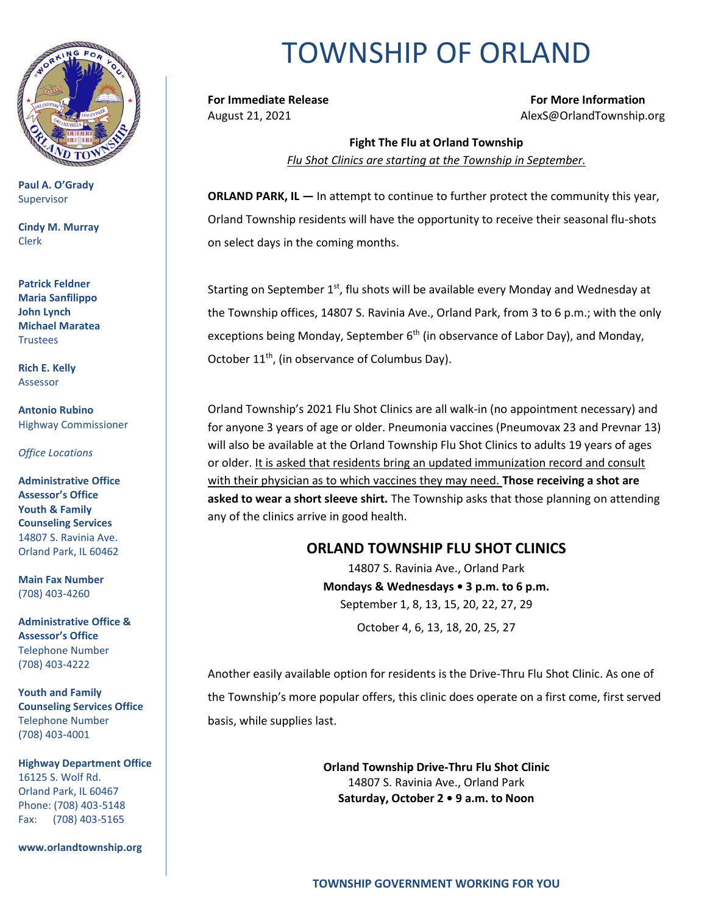# TOWNSHIP OF ORLAND

**Paul A. O'Grady**
Supervisor

**Cindy M. Murray**
Clerk

**Patrick Feldner**
**Maria Sanfilippo**
**John Lynch**
**Michael Maratea**
Trustees

**Rich E. Kelly**
Assessor

**Antonio Rubino**
Highway Commissioner

*Office Locations*

**Administrative Office**
**Assessor's Office**
**Youth & Family Counseling Services**
14807 S. Ravinia Ave.
Orland Park, IL 60462

**Main Fax Number**
(708) 403-4260

**Administrative Office & Assessor's Office**
Telephone Number
(708) 403-4222

**Youth and Family Counseling Services Office**
Telephone Number
(708) 403-4001

**Highway Department Office**
16125 S. Wolf Rd.
Orland Park, IL 60467
Phone: (708) 403-5148
Fax: (708) 403-5165

**www.orlandtownship.org**

---

**For Immediate Release**
August 21, 2021

**For More Information**
AlexS@OrlandTownship.org

**Fight The Flu at Orland Township**

*Flu Shot Clinics are starting at the Township in September.*

**ORLAND PARK, IL —** In attempt to continue to further protect the community this year, Orland Township residents will have the opportunity to receive their seasonal flu-shots on select days in the coming months.

Starting on September 1st, flu shots will be available every Monday and Wednesday at the Township offices, 14807 S. Ravinia Ave., Orland Park, from 3 to 6 p.m.; with the only exceptions being Monday, September 6th (in observance of Labor Day), and Monday, October 11th, (in observance of Columbus Day).

Orland Township's 2021 Flu Shot Clinics are all walk-in (no appointment necessary) and for anyone 3 years of age or older. Pneumonia vaccines (Pneumovax 23 and Prevnar 13) will also be available at the Orland Township Flu Shot Clinics to adults 19 years of ages or older. It is asked that residents bring an updated immunization record and consult with their physician as to which vaccines they may need. **Those receiving a shot are asked to wear a short sleeve shirt.** The Township asks that those planning on attending any of the clinics arrive in good health.

## ORLAND TOWNSHIP FLU SHOT CLINICS

14807 S. Ravinia Ave., Orland Park
**Mondays & Wednesdays • 3 p.m. to 6 p.m.**
September 1, 8, 13, 15, 20, 22, 27, 29
October 4, 6, 13, 18, 20, 25, 27

Another easily available option for residents is the Drive-Thru Flu Shot Clinic. As one of the Township's more popular offers, this clinic does operate on a first come, first served basis, while supplies last.

**Orland Township Drive-Thru Flu Shot Clinic**
14807 S. Ravinia Ave., Orland Park
**Saturday, October 2 • 9 a.m. to Noon**

**TOWNSHIP GOVERNMENT WORKING FOR YOU**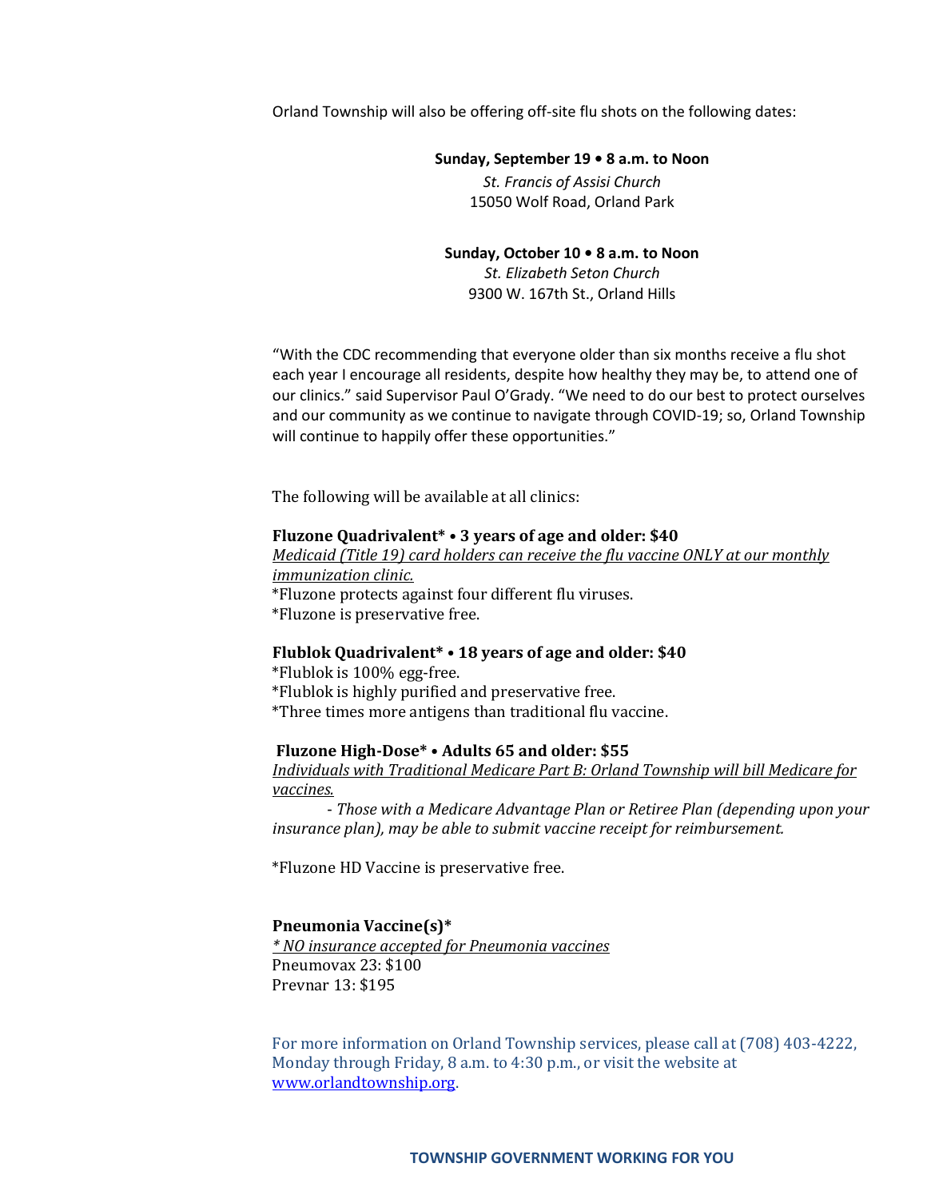Orland Township will also be offering off-site flu shots on the following dates:

**Sunday, September 19 • 8 a.m. to Noon**
*St. Francis of Assisi Church*
15050 Wolf Road, Orland Park

**Sunday, October 10 • 8 a.m. to Noon**
*St. Elizabeth Seton Church*
9300 W. 167th St., Orland Hills

"With the CDC recommending that everyone older than six months receive a flu shot each year I encourage all residents, despite how healthy they may be, to attend one of our clinics." said Supervisor Paul O'Grady. "We need to do our best to protect ourselves and our community as we continue to navigate through COVID-19; so, Orland Township will continue to happily offer these opportunities."

The following will be available at all clinics:

**Fluzone Quadrivalent* • 3 years of age and older: $40**
*Medicaid (Title 19) card holders can receive the flu vaccine ONLY at our monthly immunization clinic.*
*Fluzone protects against four different flu viruses.
*Fluzone is preservative free.

**Flublok Quadrivalent* • 18 years of age and older: $40**
*Flublok is 100% egg-free.
*Flublok is highly purified and preservative free.
*Three times more antigens than traditional flu vaccine.

**Fluzone High-Dose* • Adults 65 and older: $55**
*Individuals with Traditional Medicare Part B: Orland Township will bill Medicare for vaccines.*
- *Those with a Medicare Advantage Plan or Retiree Plan (depending upon your insurance plan), may be able to submit vaccine receipt for reimbursement.*

*Fluzone HD Vaccine is preservative free.

**Pneumonia Vaccine(s)***
*\* NO insurance accepted for Pneumonia vaccines*
Pneumovax 23: $100
Prevnar 13: $195

For more information on Orland Township services, please call at (708) 403-4222, Monday through Friday, 8 a.m. to 4:30 p.m., or visit the website at www.orlandtownship.org.

**TOWNSHIP GOVERNMENT WORKING FOR YOU**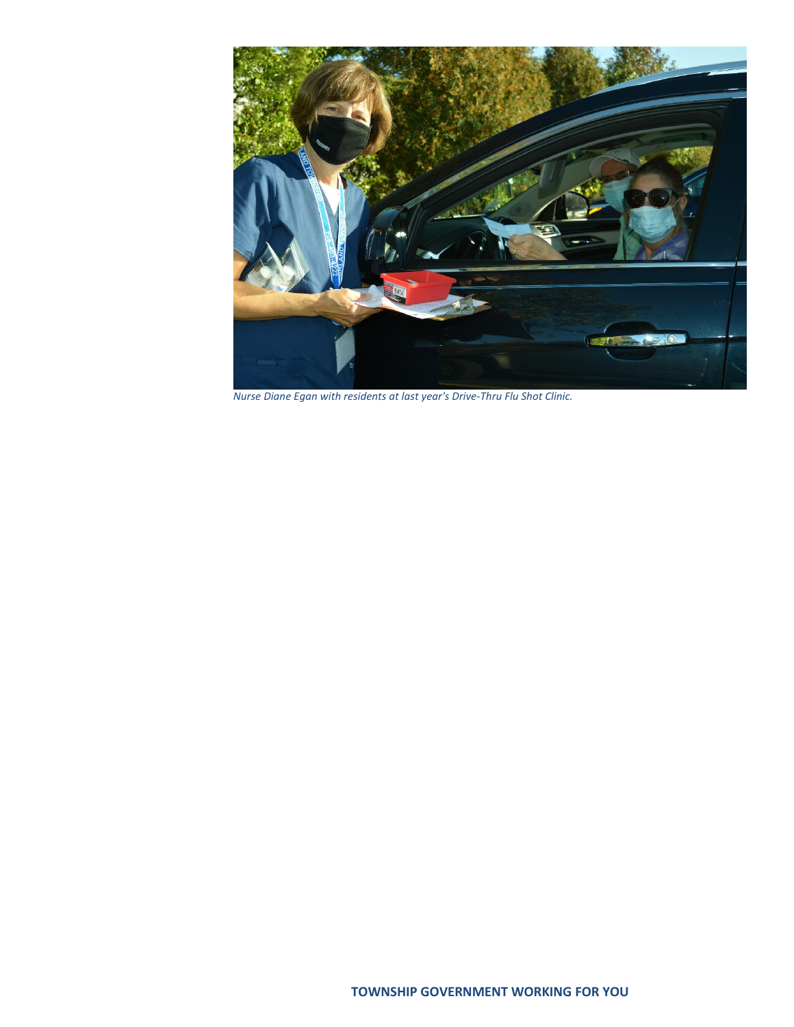*Nurse Diane Egan with residents at last year's Drive-Thru Flu Shot Clinic.*